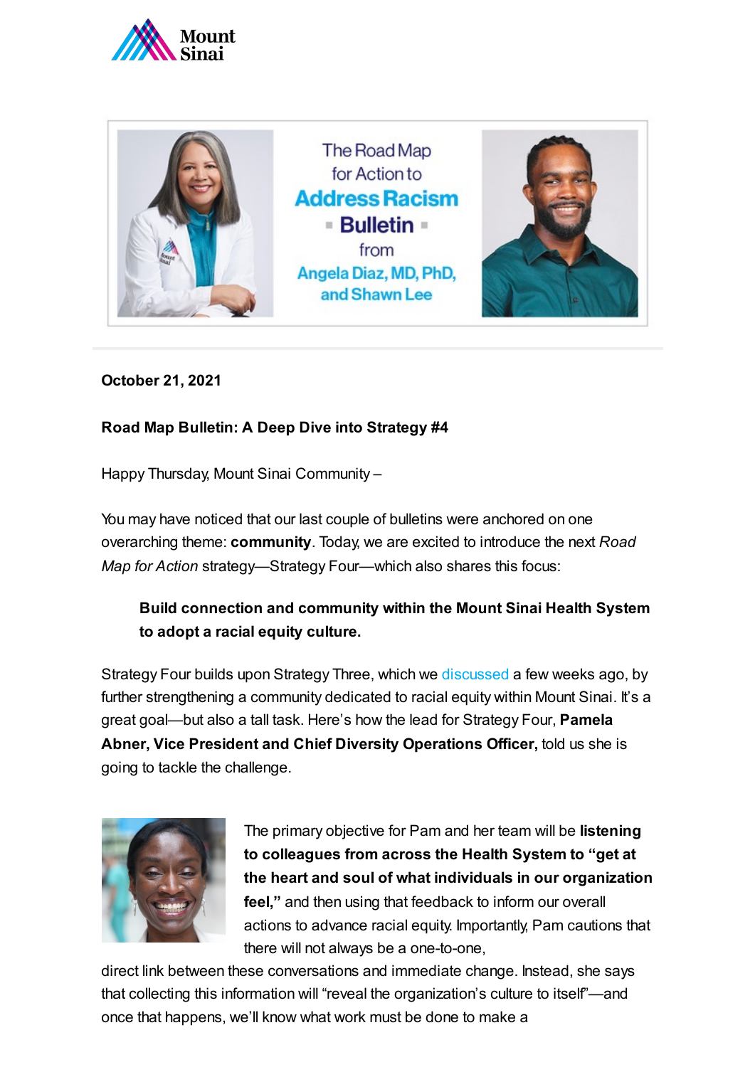The Road Map for Action to **Address Racism** ▪ **Bulletin** ▪ from Angela Diaz, MD, PhD, and Shawn Lee

**October 21, 2021**

**Road Map Bulletin: A Deep Dive into Strategy #4**

Happy Thursday, Mount Sinai Community –

You may have noticed that our last couple of bulletins were anchored on one overarching theme: **community**. Today, we are excited to introduce the next *Road Map for Action* strategy—Strategy Four—which also shares this focus:

> **Build connection and community within the Mount Sinai Health System to adopt a racial equity culture.**

Strategy Four builds upon Strategy Three, which we discussed a few weeks ago, by further strengthening a community dedicated to racial equity within Mount Sinai. It's a great goal—but also a tall task. Here's how the lead for Strategy Four, **Pamela Abner, Vice President and Chief Diversity Operations Officer,** told us she is going to tackle the challenge.

The primary objective for Pam and her team will be **listening to colleagues from across the Health System to "get at the heart and soul of what individuals in our organization feel,"** and then using that feedback to inform our overall actions to advance racial equity. Importantly, Pam cautions that there will not always be a one-to-one, direct link between these conversations and immediate change. Instead, she says that collecting this information will "reveal the organization's culture to itself"—and once that happens, we'll know what work must be done to make a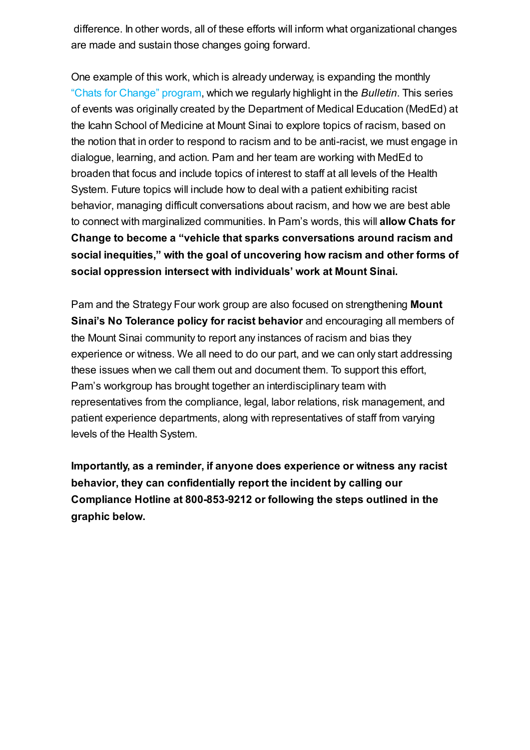difference. In other words, all of these efforts will inform what organizational changes are made and sustain those changes going forward.

One example of this work, which is already underway, is expanding the monthly "Chats for Change" program, which we regularly highlight in the *Bulletin*. This series of events was originally created by the Department of Medical Education (MedEd) at the Icahn School of Medicine at Mount Sinai to explore topics of racism, based on the notion that in order to respond to racism and to be anti-racist, we must engage in dialogue, learning, and action. Pam and her team are working with MedEd to broaden that focus and include topics of interest to staff at all levels of the Health System. Future topics will include how to deal with a patient exhibiting racist behavior, managing difficult conversations about racism, and how we are best able to connect with marginalized communities. In Pam's words, this will **allow Chats for Change to become a "vehicle that sparks conversations around racism and social inequities," with the goal of uncovering how racism and other forms of social oppression intersect with individuals' work at Mount Sinai.**

Pam and the Strategy Four work group are also focused on strengthening **Mount Sinai's No Tolerance policy for racist behavior** and encouraging all members of the Mount Sinai community to report any instances of racism and bias they experience or witness. We all need to do our part, and we can only start addressing these issues when we call them out and document them. To support this effort, Pam's workgroup has brought together an interdisciplinary team with representatives from the compliance, legal, labor relations, risk management, and patient experience departments, along with representatives of staff from varying levels of the Health System.

**Importantly, as a reminder, if anyone does experience or witness any racist behavior, they can confidentially report the incident by calling our Compliance Hotline at 800-853-9212 or following the steps outlined in the graphic below.**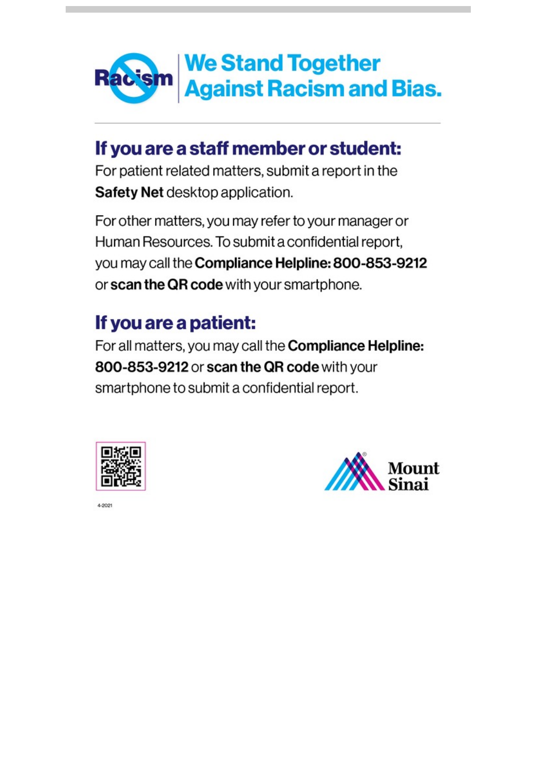Racism

# We Stand Together Against Racism and Bias.

## If you are a staff member or student:

For patient related matters, submit a report in the **Safety Net** desktop application.

For other matters, you may refer to your manager or Human Resources. To submit a confidential report, you may call the **Compliance Helpline: 800-853-9212** or **scan the QR code** with your smartphone.

## If you are a patient:

For all matters, you may call the **Compliance Helpline: 800-853-9212** or **scan the QR code** with your smartphone to submit a confidential report.

Mount Sinai

4-2021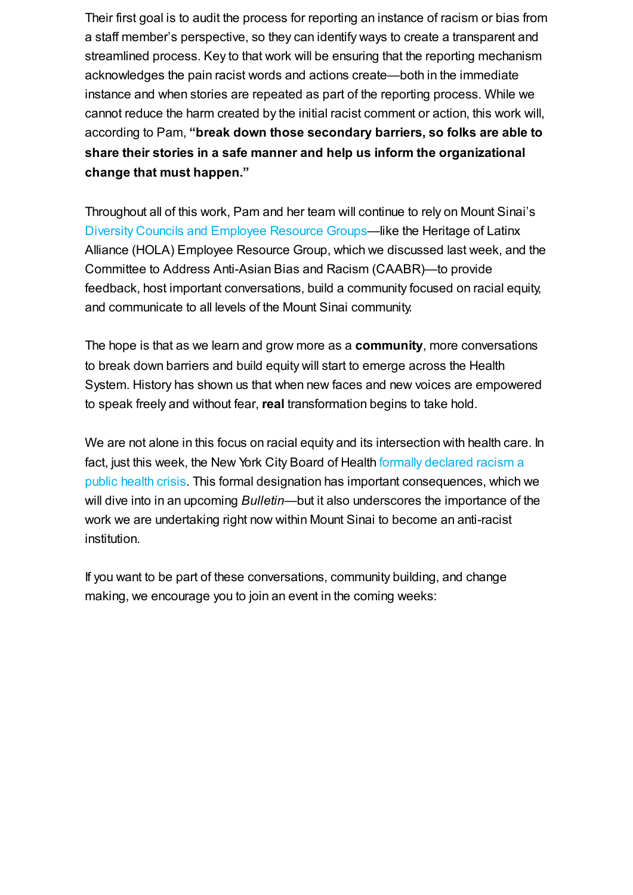Their first goal is to audit the process for reporting an instance of racism or bias from a staff member's perspective, so they can identify ways to create a transparent and streamlined process. Key to that work will be ensuring that the reporting mechanism acknowledges the pain racist words and actions create—both in the immediate instance and when stories are repeated as part of the reporting process. While we cannot reduce the harm created by the initial racist comment or action, this work will, according to Pam, **"break down those secondary barriers, so folks are able to share their stories in a safe manner and help us inform the organizational change that must happen."**

Throughout all of this work, Pam and her team will continue to rely on Mount Sinai's Diversity Councils and Employee Resource Groups—like the Heritage of Latinx Alliance (HOLA) Employee Resource Group, which we discussed last week, and the Committee to Address Anti-Asian Bias and Racism (CAABR)—to provide feedback, host important conversations, build a community focused on racial equity, and communicate to all levels of the Mount Sinai community.

The hope is that as we learn and grow more as a **community**, more conversations to break down barriers and build equity will start to emerge across the Health System. History has shown us that when new faces and new voices are empowered to speak freely and without fear, **real** transformation begins to take hold.

We are not alone in this focus on racial equity and its intersection with health care. In fact, just this week, the New York City Board of Health formally declared racism a public health crisis. This formal designation has important consequences, which we will dive into in an upcoming *Bulletin*—but it also underscores the importance of the work we are undertaking right now within Mount Sinai to become an anti-racist institution.

If you want to be part of these conversations, community building, and change making, we encourage you to join an event in the coming weeks: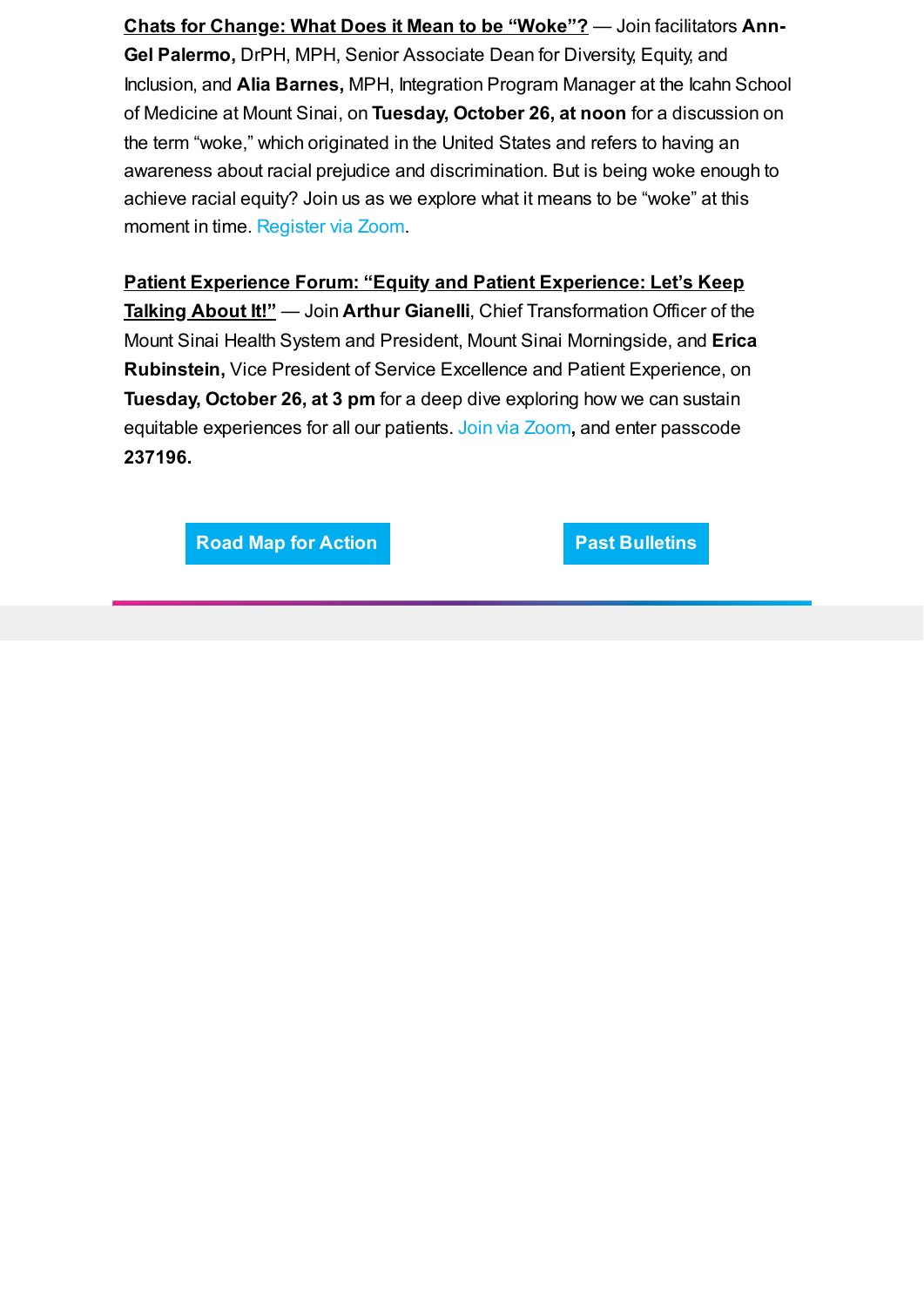**Chats for Change: What Does it Mean to be "Woke"?** — Join facilitators **Ann-Gel Palermo,** DrPH, MPH, Senior Associate Dean for Diversity, Equity, and Inclusion, and **Alia Barnes,** MPH, Integration Program Manager at the Icahn School of Medicine at Mount Sinai, on **Tuesday, October 26, at noon** for a discussion on the term "woke," which originated in the United States and refers to having an awareness about racial prejudice and discrimination. But is being woke enough to achieve racial equity? Join us as we explore what it means to be "woke" at this moment in time. Register via Zoom.

**Patient Experience Forum: "Equity and Patient Experience: Let's Keep Talking About It!"** — Join **Arthur Gianelli**, Chief Transformation Officer of the Mount Sinai Health System and President, Mount Sinai Morningside, and **Erica Rubinstein,** Vice President of Service Excellence and Patient Experience, on **Tuesday, October 26, at 3 pm** for a deep dive exploring how we can sustain equitable experiences for all our patients. Join via Zoom**,** and enter passcode **237196.**

**Road Map for Action** **Past Bulletins**